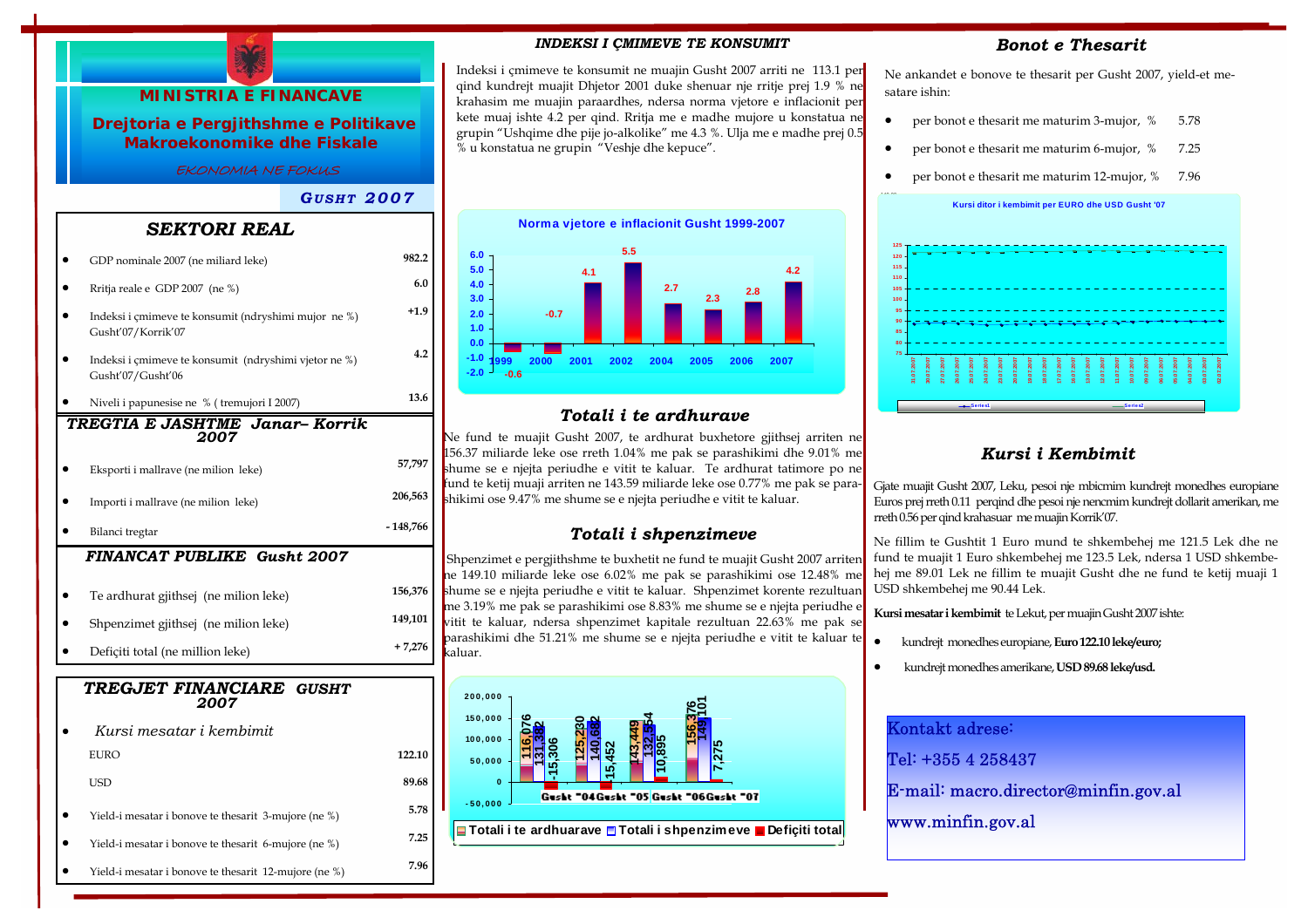# MINISTRIA E FINANCAVE

## Drejtoria e Pergjithshme e Politikave Makroekonomike dhe Fiskale

*EKONOMIA NE FOKUS*

***GUSHT 2007***

## SEKTORI REAL

| | |
|---|---|
| GDP nominale 2007 (ne miliard leke) | 982.2 |
| Rritja reale e GDP 2007 (ne %) | 6.0 |
| Indeksi i çmimeve te konsumit (ndryshimi mujor ne %) Gusht'07/Korrik'07 | +1.9 |
| Indeksi i çmimeve te konsumit (ndryshimi vjetor ne %) Gusht'07/Gusht'06 | 4.2 |
| Niveli i papunesise ne % ( tremujori I 2007) | 13.6 |

## TREGTIA E JASHTME Janar– Korrik 2007

| | |
|---|---|
| Eksporti i mallrave (ne milion leke) | 57,797 |
| Importi i mallrave (ne milion leke) | 206,563 |
| Bilanci tregtar | - 148,766 |

## FINANCAT PUBLIKE Gusht 2007

| | |
|---|---|
| Te ardhurat gjithsej (ne milion leke) | 156,376 |
| Shpenzimet gjithsej (ne milion leke) | 149,101 |
| Defiçiti total (ne million leke) | + 7,276 |

## TREGJET FINANCIARE GUSHT 2007

- *Kursi mesatar i kembimit*

| | |
|---|---|
| EURO | 122.10 |
| USD | 89.68 |
| Yield-i mesatar i bonove te thesarit 3-mujore (ne %) | 5.78 |
| Yield-i mesatar i bonove te thesarit 6-mujore (ne %) | 7.25 |
| Yield-i mesatar i bonove te thesarit 12-mujore (ne %) | 7.96 |

## INDEKSI I ÇMIMEVE TE KONSUMIT

Indeksi i çmimeve te konsumit ne muajin Gusht 2007 arriti ne 113.1 per qind kundrejt muajit Dhjetor 2001 duke shenuar nje rritje prej 1.9 % ne krahasim me muajin paraardhes, ndersa norma vjetore e inflacionit per kete muaj ishte 4.2 per qind. Rritja me e madhe mujore u konstatua ne grupin "Ushqime dhe pije jo-alkolike" me 4.3 %. Ulja me e madhe prej 0.5 % u konstatua ne grupin "Veshje dhe kepuce".

**Norma vjetore e inflacionit Gusht 1999-2007**

| 1999 | 2000 | 2001 | 2002 | 2004 | 2005 | 2006 | 2007 |
|---|---|---|---|---|---|---|---|
| -0.6 | -0.7 | 4.1 | 5.5 | 2.7 | 2.3 | 2.8 | 4.2 |

## Totali i te ardhurave

Ne fund te muajit Gusht 2007, te ardhurat buxhetore gjithsej arriten ne 156.37 miliarde leke ose rreth 1.04% me pak se parashikimi dhe 9.01% me shume se e njejta periudhe e vitit te kaluar. Te ardhurat tatimore po ne fund te ketij muaji arriten ne 143.59 miliarde leke ose 0.77% me pak se parashikimi ose 9.47% me shume se e njejta periudhe e vitit te kaluar.

## Totali i shpenzimeve

Shpenzimet e pergjithshme te buxhetit ne fund te muajit Gusht 2007 arriten ne 149.10 miliarde leke ose 6.02% me pak se parashikimi ose 12.48% me shume se e njejta periudhe e vitit te kaluar. Shpenzimet korente rezultuan me 3.19% me pak se parashikimi ose 8.83% me shume se e njejta periudhe e vitit te kaluar, ndersa shpenzimet kapitale rezultuan 22.63% me pak se parashikimi dhe 51.21% me shume se e njejta periudhe e vitit te kaluar te kaluar.

| | Gusht "04 | Gusht "05 | Gusht "06 | Gusht "07 |
|---|---|---|---|---|
| Totali i te ardhuarave | 116,076 | 125,230 | 143,449 | 156,376 |
| Totali i shpenzimeve | 131,382 | 140,682 | 132,554 | 149,101 |
| Defiçiti total | -15,306 | -15,452 | 10,895 | 7,275 |

## Bonot e Thesarit

Ne ankandet e bonove te thesarit per Gusht 2007, yield-et mesatare ishin:

- per bonot e thesarit me maturim 3-mujor, % 5.78
- per bonot e thesarit me maturim 6-mujor, % 7.25
- per bonot e thesarit me maturim 12-mujor, % 7.96

**Kursi ditor i kembimit per EURO dhe USD Gusht '07**

## Kursi i Kembimit

Gjate muajit Gusht 2007, Leku, pesoi nje mbicmim kundrejt monedhes europiane Euros prej rreth 0.11 perqind dhe pesoi nje nencmim kundrejt dollarit amerikan, me rreth 0.56 per qind krahasuar me muajin Korrik'07.

Ne fillim te Gushtit 1 Euro mund te shkembehej me 121.5 Lek dhe ne fund te muajit 1 Euro shkembehej me 123.5 Lek, ndersa 1 USD shkembehej me 89.01 Lek ne fillim te muajit Gusht dhe ne fund te ketij muaji 1 USD shkembehej me 90.44 Lek.

**Kursi mesatar i kembimit** te Lekut, per muajin Gusht 2007 ishte:

- kundrejt monedhes europiane, **Euro 122.10 leke/euro;**
- kundrejt monedhes amerikane, **USD 89.68 leke/usd.**

Kontakt adrese:

Tel: +355 4 258437

E-mail: macro.director@minfin.gov.al

www.minfin.gov.al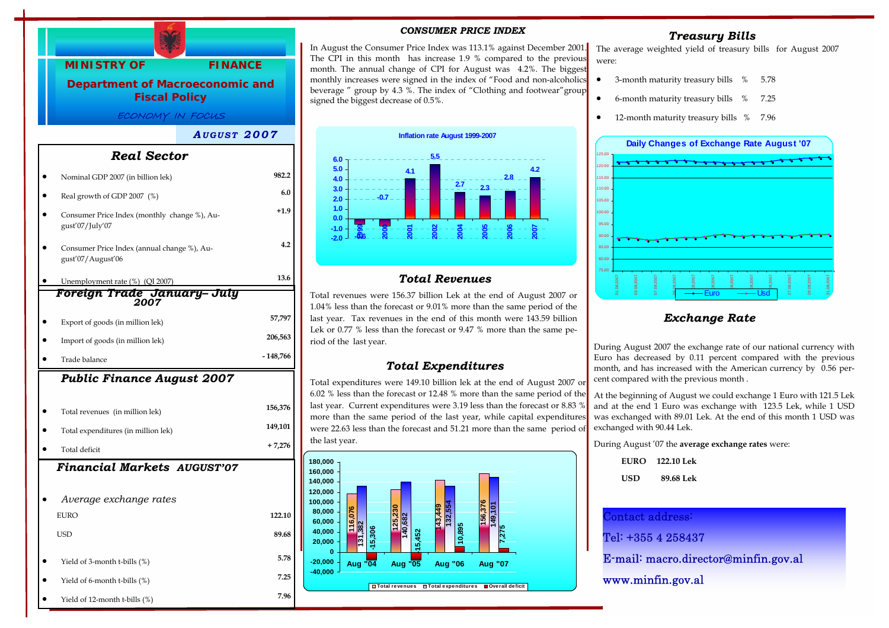MINISTRY OF FINANCE

## Department of Macroeconomic and Fiscal Policy

*ECONOMY IN FOCUS*

*AUGUST 2007*

## Real Sector

| | |
|---|---|
| Nominal GDP 2007 (in billion lek) | 982.2 |
| Real growth of GDP 2007 (%) | 6.0 |
| Consumer Price Index (monthly change %), August'07/July'07 | +1.9 |
| Consumer Price Index (annual change %), August'07/August'06 | 4.2 |
| Unemployment rate (%) (QI 2007) | 13.6 |

## Foreign Trade January– July 2007

| | |
|---|---|
| Export of goods (in million lek) | 57,797 |
| Import of goods (in million lek) | 206,563 |
| Trade balance | - 148,766 |

## Public Finance August 2007

| | |
|---|---|
| Total revenues (in million lek) | 156,376 |
| Total expenditures (in million lek) | 149,101 |
| Total deficit | + 7,276 |

## Financial Markets AUGUST'07

| | |
|---|---|
| *Average exchange rates* | |
| EURO | 122.10 |
| USD | 89.68 |
| Yield of 3-month t-bills (%) | 5.78 |
| Yield of 6-month t-bills (%) | 7.25 |
| Yield of 12-month t-bills (%) | 7.96 |

## CONSUMER PRICE INDEX

In August the Consumer Price Index was 113.1% against December 2001. The CPI in this month has increase 1.9 % compared to the previous month. The annual change of CPI for August was 4.2%. The biggest monthly increases were signed in the index of "Food and non-alcoholics beverage " group by 4.3 %. The index of "Clothing and footwear"group signed the biggest decrease of 0.5%.

Inflation rate August 1999-2007

6.0, 5.0, 4.0, 3.0, 2.0, 1.0, 0.0, -1.0, -2.0

1999: -0.6; 2000: -0.7; 2001: 4.1; 2002: 5.5; 2004: 2.7; 2005: 2.3; 2006: 2.8; 2007: 4.2

## Total Revenues

Total revenues were 156.37 billion Lek at the end of August 2007 or 1.04% less than the forecast or 9.01% more than the same period of the last year. Tax revenues in the end of this month were 143.59 billion Lek or 0.77 % less than the forecast or 9.47 % more than the same period of the last year.

## Total Expenditures

Total expenditures were 149.10 billion lek at the end of August 2007 or 6.02 % less than the forecast or 12.48 % more than the same period of the last year. Current expenditures were 3.19 less than the forecast or 8.83 % more than the same period of the last year, while capital expenditures were 22.63 less than the forecast and 51.21 more than the same period of the last year.

180,000, 160,000, 140,000, 120,000, 100,000, 80,000, 60,000, 40,000, 20,000, 0, -20,000, -40,000

Aug "04: 116,076; 131,382; -15,306
Aug "05: 125,230; 140,682; -15,452
Aug "06: 143,449; 132,554; 10,895
Aug "07: 156,376; 149,101; 7,275

Total revenues, Total expenditures, Overall deficit

## Treasury Bills

The average weighted yield of treasury bills for August 2007 were:

- 3-month maturity treasury bills % 5.78
- 6-month maturity treasury bills % 7.25
- 12-month maturity treasury bills % 7.96

Daily Changes of Exchange Rate August '07

125.00, 120.00, 115.00, 110.00, 105.00, 100.00, 95.00, 90.00, 85.00, 80.00, 75.00

Euro, Usd

## Exchange Rate

During August 2007 the exchange rate of our national currency with Euro has decreased by 0.11 percent compared with the previous month, and has increased with the American currency by 0.56 percent compared with the previous month .

At the beginning of August we could exchange 1 Euro with 121.5 Lek and at the end 1 Euro was exchange with 123.5 Lek, while 1 USD was exchanged with 89.01 Lek. At the end of this month 1 USD was exchanged with 90.44 Lek.

During August '07 the **average exchange rates** were:

**EURO 122.10 Lek**

**USD 89.68 Lek**

Contact address:

Tel: +355 4 258437

E-mail: macro.director@minfin.gov.al

www.minfin.gov.al